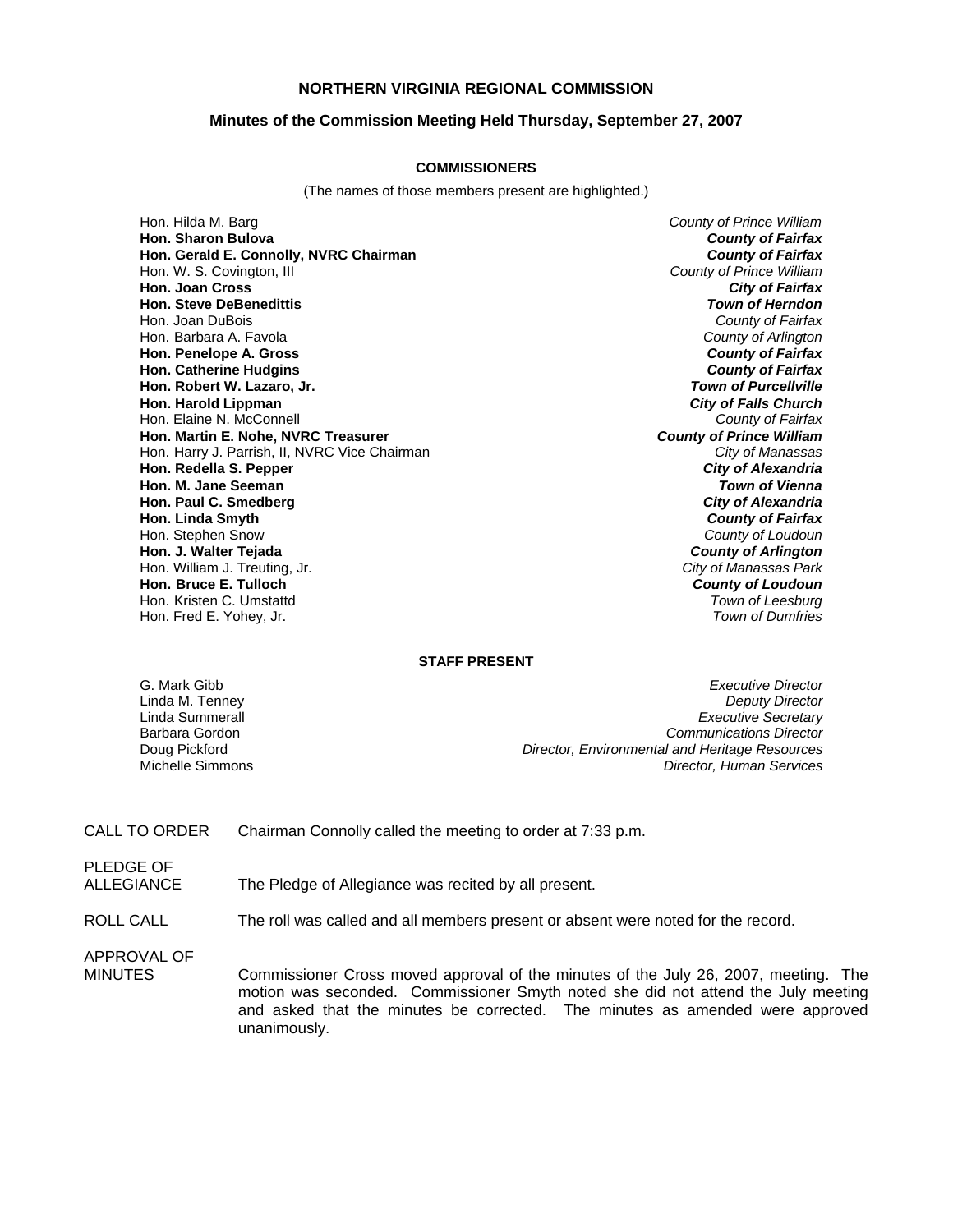# NORTHERN VIRGINIA REGIONAL COMMISSION

## Minutes of the Commission Meeting Held Thursday, September 27, 2007

### COMMISSIONERS

(The names of those members present are highlighted.)

| | |
|---|---|
| Hon. Hilda M. Barg | *County of Prince William* |
| **Hon. Sharon Bulova** | ***County of Fairfax*** |
| **Hon. Gerald E. Connolly, NVRC Chairman** | ***County of Fairfax*** |
| Hon. W. S. Covington, III | *County of Prince William* |
| **Hon. Joan Cross** | ***City of Fairfax*** |
| **Hon. Steve DeBenedittis** | ***Town of Herndon*** |
| Hon. Joan DuBois | *County of Fairfax* |
| Hon. Barbara A. Favola | *County of Arlington* |
| **Hon. Penelope A. Gross** | ***County of Fairfax*** |
| **Hon. Catherine Hudgins** | ***County of Fairfax*** |
| **Hon. Robert W. Lazaro, Jr.** | ***Town of Purcellville*** |
| **Hon. Harold Lippman** | ***City of Falls Church*** |
| Hon. Elaine N. McConnell | *County of Fairfax* |
| **Hon. Martin E. Nohe, NVRC Treasurer** | ***County of Prince William*** |
| Hon. Harry J. Parrish, II, NVRC Vice Chairman | *City of Manassas* |
| **Hon. Redella S. Pepper** | ***City of Alexandria*** |
| **Hon. M. Jane Seeman** | ***Town of Vienna*** |
| **Hon. Paul C. Smedberg** | ***City of Alexandria*** |
| **Hon. Linda Smyth** | ***County of Fairfax*** |
| Hon. Stephen Snow | *County of Loudoun* |
| **Hon. J. Walter Tejada** | ***County of Arlington*** |
| Hon. William J. Treuting, Jr. | *City of Manassas Park* |
| **Hon. Bruce E. Tulloch** | ***County of Loudoun*** |
| Hon. Kristen C. Umstattd | *Town of Leesburg* |
| Hon. Fred E. Yohey, Jr. | *Town of Dumfries* |

### STAFF PRESENT

| | |
|---|---|
| G. Mark Gibb | *Executive Director* |
| Linda M. Tenney | *Deputy Director* |
| Linda Summerall | *Executive Secretary* |
| Barbara Gordon | *Communications Director* |
| Doug Pickford | *Director, Environmental and Heritage Resources* |
| Michelle Simmons | *Director, Human Services* |

CALL TO ORDER — Chairman Connolly called the meeting to order at 7:33 p.m.

PLEDGE OF ALLEGIANCE — The Pledge of Allegiance was recited by all present.

ROLL CALL — The roll was called and all members present or absent were noted for the record.

APPROVAL OF MINUTES — Commissioner Cross moved approval of the minutes of the July 26, 2007, meeting. The motion was seconded. Commissioner Smyth noted she did not attend the July meeting and asked that the minutes be corrected. The minutes as amended were approved unanimously.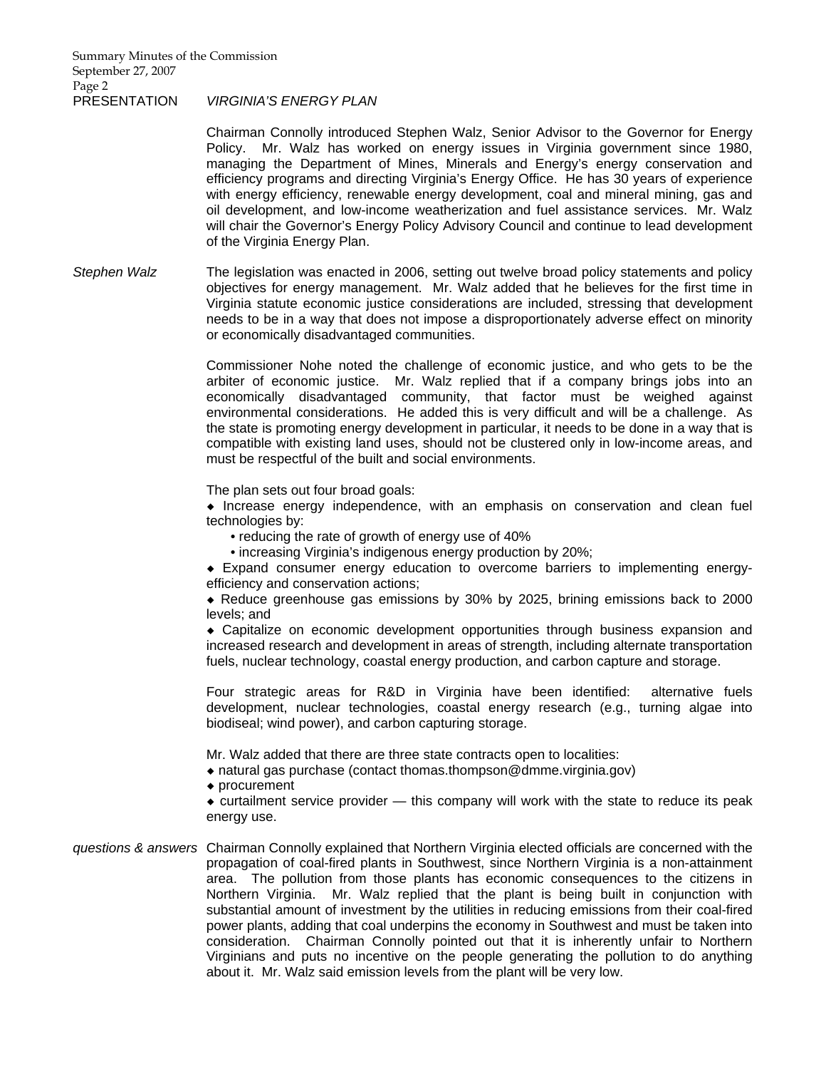**PRESENTATION** *VIRGINIA'S ENERGY PLAN*

Chairman Connolly introduced Stephen Walz, Senior Advisor to the Governor for Energy Policy. Mr. Walz has worked on energy issues in Virginia government since 1980, managing the Department of Mines, Minerals and Energy's energy conservation and efficiency programs and directing Virginia's Energy Office. He has 30 years of experience with energy efficiency, renewable energy development, coal and mineral mining, gas and oil development, and low-income weatherization and fuel assistance services. Mr. Walz will chair the Governor's Energy Policy Advisory Council and continue to lead development of the Virginia Energy Plan.

*Stephen Walz*

The legislation was enacted in 2006, setting out twelve broad policy statements and policy objectives for energy management. Mr. Walz added that he believes for the first time in Virginia statute economic justice considerations are included, stressing that development needs to be in a way that does not impose a disproportionately adverse effect on minority or economically disadvantaged communities.

Commissioner Nohe noted the challenge of economic justice, and who gets to be the arbiter of economic justice. Mr. Walz replied that if a company brings jobs into an economically disadvantaged community, that factor must be weighed against environmental considerations. He added this is very difficult and will be a challenge. As the state is promoting energy development in particular, it needs to be done in a way that is compatible with existing land uses, should not be clustered only in low-income areas, and must be respectful of the built and social environments.

The plan sets out four broad goals:

- Increase energy independence, with an emphasis on conservation and clean fuel technologies by:
  - reducing the rate of growth of energy use of 40%
  - increasing Virginia's indigenous energy production by 20%;
- Expand consumer energy education to overcome barriers to implementing energy-efficiency and conservation actions;
- Reduce greenhouse gas emissions by 30% by 2025, brining emissions back to 2000 levels; and
- Capitalize on economic development opportunities through business expansion and increased research and development in areas of strength, including alternate transportation fuels, nuclear technology, coastal energy production, and carbon capture and storage.

Four strategic areas for R&D in Virginia have been identified: alternative fuels development, nuclear technologies, coastal energy research (e.g., turning algae into biodiseal; wind power), and carbon capturing storage.

Mr. Walz added that there are three state contracts open to localities:

- natural gas purchase (contact thomas.thompson@dmme.virginia.gov)
- procurement
- curtailment service provider — this company will work with the state to reduce its peak energy use.

*questions & answers*

Chairman Connolly explained that Northern Virginia elected officials are concerned with the propagation of coal-fired plants in Southwest, since Northern Virginia is a non-attainment area. The pollution from those plants has economic consequences to the citizens in Northern Virginia. Mr. Walz replied that the plant is being built in conjunction with substantial amount of investment by the utilities in reducing emissions from their coal-fired power plants, adding that coal underpins the economy in Southwest and must be taken into consideration. Chairman Connolly pointed out that it is inherently unfair to Northern Virginians and puts no incentive on the people generating the pollution to do anything about it. Mr. Walz said emission levels from the plant will be very low.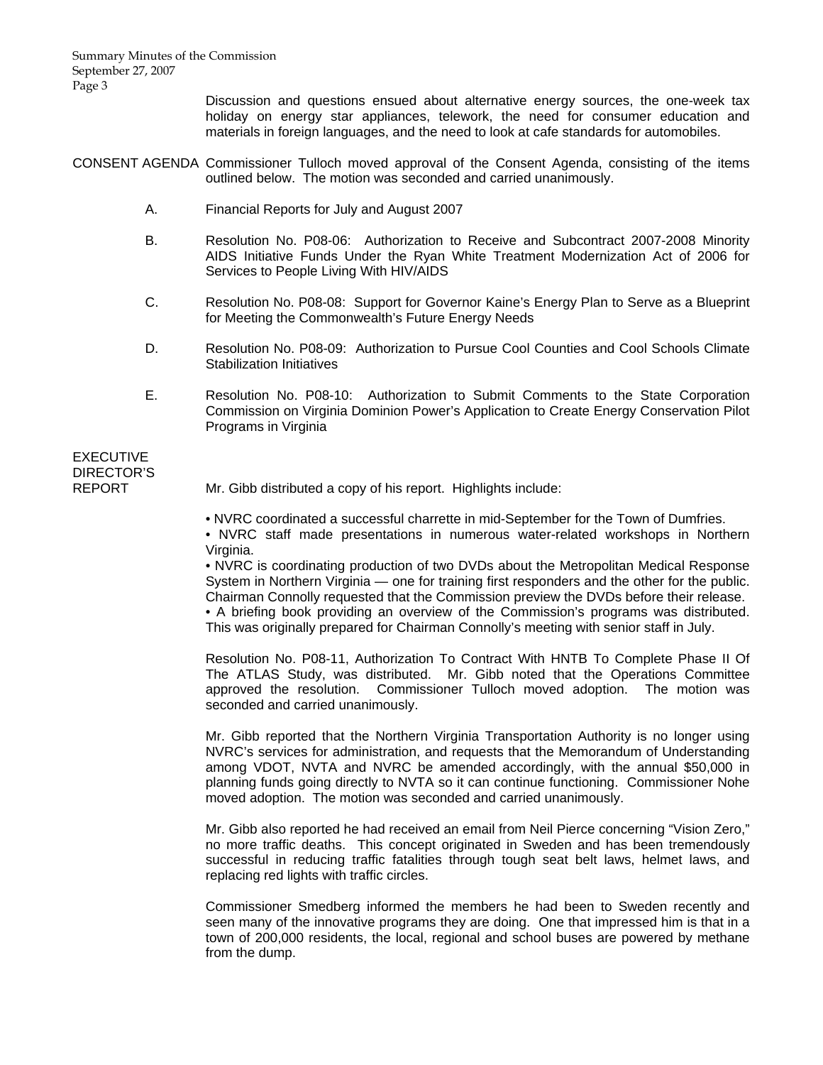Discussion and questions ensued about alternative energy sources, the one-week tax holiday on energy star appliances, telework, the need for consumer education and materials in foreign languages, and the need to look at cafe standards for automobiles.

CONSENT AGENDA Commissioner Tulloch moved approval of the Consent Agenda, consisting of the items outlined below. The motion was seconded and carried unanimously.

A. Financial Reports for July and August 2007

B. Resolution No. P08-06: Authorization to Receive and Subcontract 2007-2008 Minority AIDS Initiative Funds Under the Ryan White Treatment Modernization Act of 2006 for Services to People Living With HIV/AIDS

C. Resolution No. P08-08: Support for Governor Kaine's Energy Plan to Serve as a Blueprint for Meeting the Commonwealth's Future Energy Needs

D. Resolution No. P08-09: Authorization to Pursue Cool Counties and Cool Schools Climate Stabilization Initiatives

E. Resolution No. P08-10: Authorization to Submit Comments to the State Corporation Commission on Virginia Dominion Power's Application to Create Energy Conservation Pilot Programs in Virginia

EXECUTIVE DIRECTOR'S REPORT

Mr. Gibb distributed a copy of his report. Highlights include:

• NVRC coordinated a successful charrette in mid-September for the Town of Dumfries.
• NVRC staff made presentations in numerous water-related workshops in Northern Virginia.
• NVRC is coordinating production of two DVDs about the Metropolitan Medical Response System in Northern Virginia — one for training first responders and the other for the public. Chairman Connolly requested that the Commission preview the DVDs before their release.
• A briefing book providing an overview of the Commission's programs was distributed. This was originally prepared for Chairman Connolly's meeting with senior staff in July.

Resolution No. P08-11, Authorization To Contract With HNTB To Complete Phase II Of The ATLAS Study, was distributed. Mr. Gibb noted that the Operations Committee approved the resolution. Commissioner Tulloch moved adoption. The motion was seconded and carried unanimously.

Mr. Gibb reported that the Northern Virginia Transportation Authority is no longer using NVRC's services for administration, and requests that the Memorandum of Understanding among VDOT, NVTA and NVRC be amended accordingly, with the annual $50,000 in planning funds going directly to NVTA so it can continue functioning. Commissioner Nohe moved adoption. The motion was seconded and carried unanimously.

Mr. Gibb also reported he had received an email from Neil Pierce concerning "Vision Zero," no more traffic deaths. This concept originated in Sweden and has been tremendously successful in reducing traffic fatalities through tough seat belt laws, helmet laws, and replacing red lights with traffic circles.

Commissioner Smedberg informed the members he had been to Sweden recently and seen many of the innovative programs they are doing. One that impressed him is that in a town of 200,000 residents, the local, regional and school buses are powered by methane from the dump.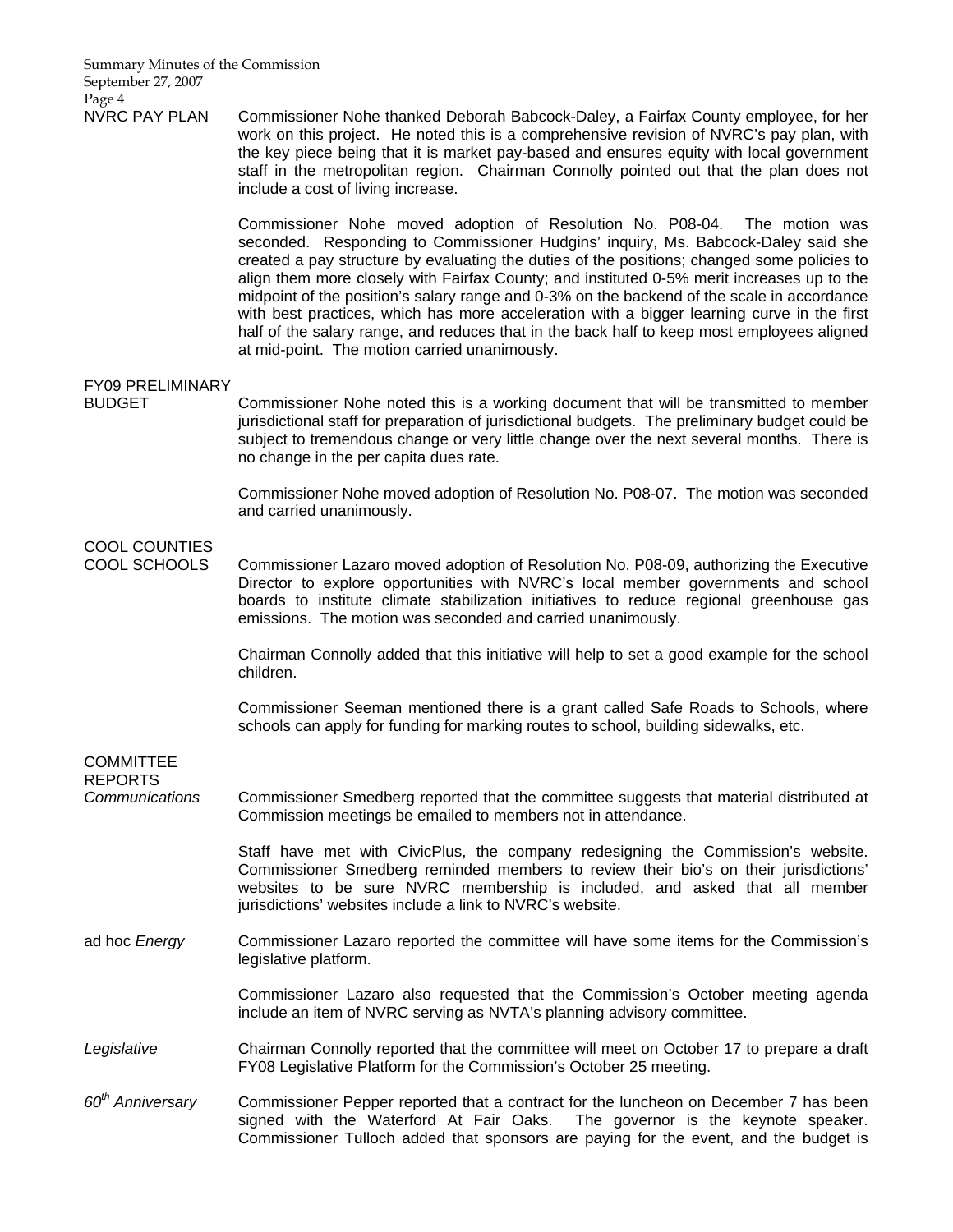NVRC PAY PLAN

Commissioner Nohe thanked Deborah Babcock-Daley, a Fairfax County employee, for her work on this project. He noted this is a comprehensive revision of NVRC's pay plan, with the key piece being that it is market pay-based and ensures equity with local government staff in the metropolitan region. Chairman Connolly pointed out that the plan does not include a cost of living increase.

Commissioner Nohe moved adoption of Resolution No. P08-04. The motion was seconded. Responding to Commissioner Hudgins' inquiry, Ms. Babcock-Daley said she created a pay structure by evaluating the duties of the positions; changed some policies to align them more closely with Fairfax County; and instituted 0-5% merit increases up to the midpoint of the position's salary range and 0-3% on the backend of the scale in accordance with best practices, which has more acceleration with a bigger learning curve in the first half of the salary range, and reduces that in the back half to keep most employees aligned at mid-point. The motion carried unanimously.

FY09 PRELIMINARY BUDGET

Commissioner Nohe noted this is a working document that will be transmitted to member jurisdictional staff for preparation of jurisdictional budgets. The preliminary budget could be subject to tremendous change or very little change over the next several months. There is no change in the per capita dues rate.

Commissioner Nohe moved adoption of Resolution No. P08-07. The motion was seconded and carried unanimously.

COOL COUNTIES COOL SCHOOLS

Commissioner Lazaro moved adoption of Resolution No. P08-09, authorizing the Executive Director to explore opportunities with NVRC's local member governments and school boards to institute climate stabilization initiatives to reduce regional greenhouse gas emissions. The motion was seconded and carried unanimously.

Chairman Connolly added that this initiative will help to set a good example for the school children.

Commissioner Seeman mentioned there is a grant called Safe Roads to Schools, where schools can apply for funding for marking routes to school, building sidewalks, etc.

COMMITTEE REPORTS

*Communications*

Commissioner Smedberg reported that the committee suggests that material distributed at Commission meetings be emailed to members not in attendance.

Staff have met with CivicPlus, the company redesigning the Commission's website. Commissioner Smedberg reminded members to review their bio's on their jurisdictions' websites to be sure NVRC membership is included, and asked that all member jurisdictions' websites include a link to NVRC's website.

ad hoc *Energy*

Commissioner Lazaro reported the committee will have some items for the Commission's legislative platform.

Commissioner Lazaro also requested that the Commission's October meeting agenda include an item of NVRC serving as NVTA's planning advisory committee.

*Legislative*

Chairman Connolly reported that the committee will meet on October 17 to prepare a draft FY08 Legislative Platform for the Commission's October 25 meeting.

*60th Anniversary*

Commissioner Pepper reported that a contract for the luncheon on December 7 has been signed with the Waterford At Fair Oaks. The governor is the keynote speaker. Commissioner Tulloch added that sponsors are paying for the event, and the budget is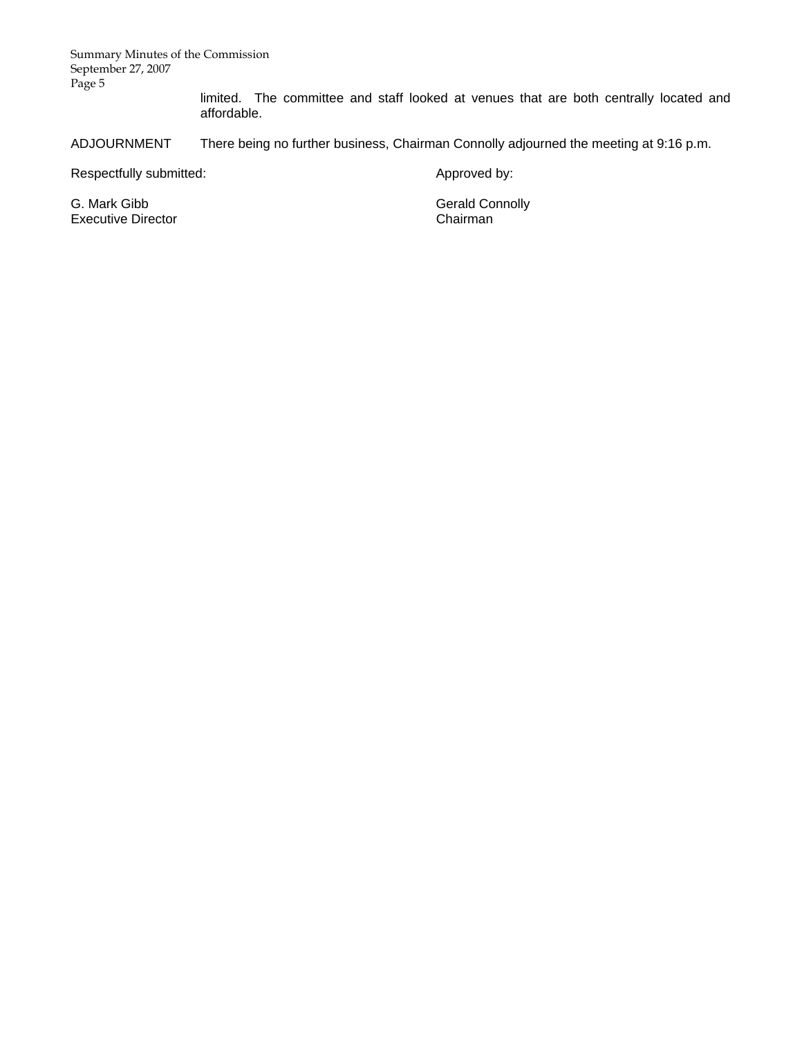limited. The committee and staff looked at venues that are both centrally located and affordable.

ADJOURNMENT There being no further business, Chairman Connolly adjourned the meeting at 9:16 p.m.

| | |
|---|---|
| Respectfully submitted: | Approved by: |
| G. Mark Gibb<br>Executive Director | Gerald Connolly<br>Chairman |